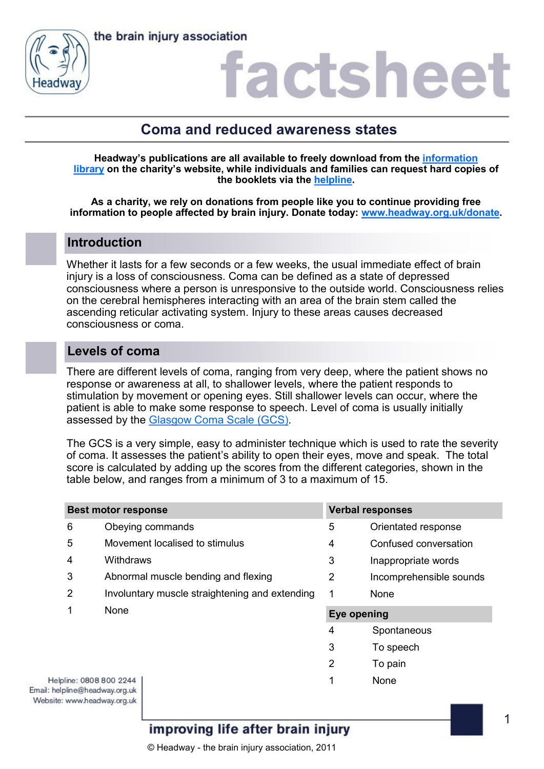the brain injury association

# factsheet

## Coma and reduced awareness states

**Headway's publications are all available to freely download from the [information library](#) on the charity's website, while individuals and families can request hard copies of the booklets via the [helpline](#).**

**As a charity, we rely on donations from people like you to continue providing free information to people affected by brain injury. Donate today: [www.headway.org.uk/donate](http://www.headway.org.uk/donate).**

## Introduction

Whether it lasts for a few seconds or a few weeks, the usual immediate effect of brain injury is a loss of consciousness. Coma can be defined as a state of depressed consciousness where a person is unresponsive to the outside world. Consciousness relies on the cerebral hemispheres interacting with an area of the brain stem called the ascending reticular activating system. Injury to these areas causes decreased consciousness or coma.

## Levels of coma

There are different levels of coma, ranging from very deep, where the patient shows no response or awareness at all, to shallower levels, where the patient responds to stimulation by movement or opening eyes. Still shallower levels can occur, where the patient is able to make some response to speech. Level of coma is usually initially assessed by the [Glasgow Coma Scale (GCS)](#).

The GCS is a very simple, easy to administer technique which is used to rate the severity of coma. It assesses the patient's ability to open their eyes, move and speak. The total score is calculated by adding up the scores from the different categories, shown in the table below, and ranges from a minimum of 3 to a maximum of 15.

| Best motor response | |
|---|---|
| 6 | Obeying commands |
| 5 | Movement localised to stimulus |
| 4 | Withdraws |
| 3 | Abnormal muscle bending and flexing |
| 2 | Involuntary muscle straightening and extending |
| 1 | None |

| Verbal responses | |
|---|---|
| 5 | Orientated response |
| 4 | Confused conversation |
| 3 | Inappropriate words |
| 2 | Incomprehensible sounds |
| 1 | None |

| Eye opening | |
|---|---|
| 4 | Spontaneous |
| 3 | To speech |
| 2 | To pain |
| 1 | None |

Helpline: 0808 800 2244
Email: helpline@headway.org.uk
Website: www.headway.org.uk

improving life after brain injury

© Headway - the brain injury association, 2011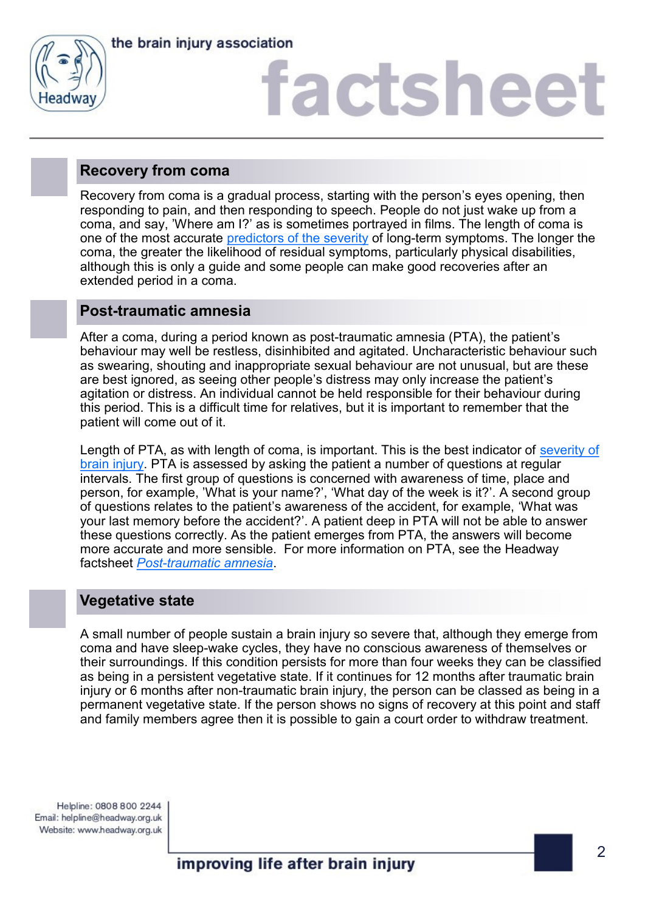## Recovery from coma

Recovery from coma is a gradual process, starting with the person's eyes opening, then responding to pain, and then responding to speech. People do not just wake up from a coma, and say, 'Where am I?' as is sometimes portrayed in films. The length of coma is one of the most accurate predictors of the severity of long-term symptoms. The longer the coma, the greater the likelihood of residual symptoms, particularly physical disabilities, although this is only a guide and some people can make good recoveries after an extended period in a coma.

## Post-traumatic amnesia

After a coma, during a period known as post-traumatic amnesia (PTA), the patient's behaviour may well be restless, disinhibited and agitated. Uncharacteristic behaviour such as swearing, shouting and inappropriate sexual behaviour are not unusual, but are these are best ignored, as seeing other people's distress may only increase the patient's agitation or distress. An individual cannot be held responsible for their behaviour during this period. This is a difficult time for relatives, but it is important to remember that the patient will come out of it.

Length of PTA, as with length of coma, is important. This is the best indicator of severity of brain injury. PTA is assessed by asking the patient a number of questions at regular intervals. The first group of questions is concerned with awareness of time, place and person, for example, 'What is your name?', 'What day of the week is it?'. A second group of questions relates to the patient's awareness of the accident, for example, 'What was your last memory before the accident?'. A patient deep in PTA will not be able to answer these questions correctly. As the patient emerges from PTA, the answers will become more accurate and more sensible. For more information on PTA, see the Headway factsheet *Post-traumatic amnesia*.

## Vegetative state

A small number of people sustain a brain injury so severe that, although they emerge from coma and have sleep-wake cycles, they have no conscious awareness of themselves or their surroundings. If this condition persists for more than four weeks they can be classified as being in a persistent vegetative state. If it continues for 12 months after traumatic brain injury or 6 months after non-traumatic brain injury, the person can be classed as being in a permanent vegetative state. If the person shows no signs of recovery at this point and staff and family members agree then it is possible to gain a court order to withdraw treatment.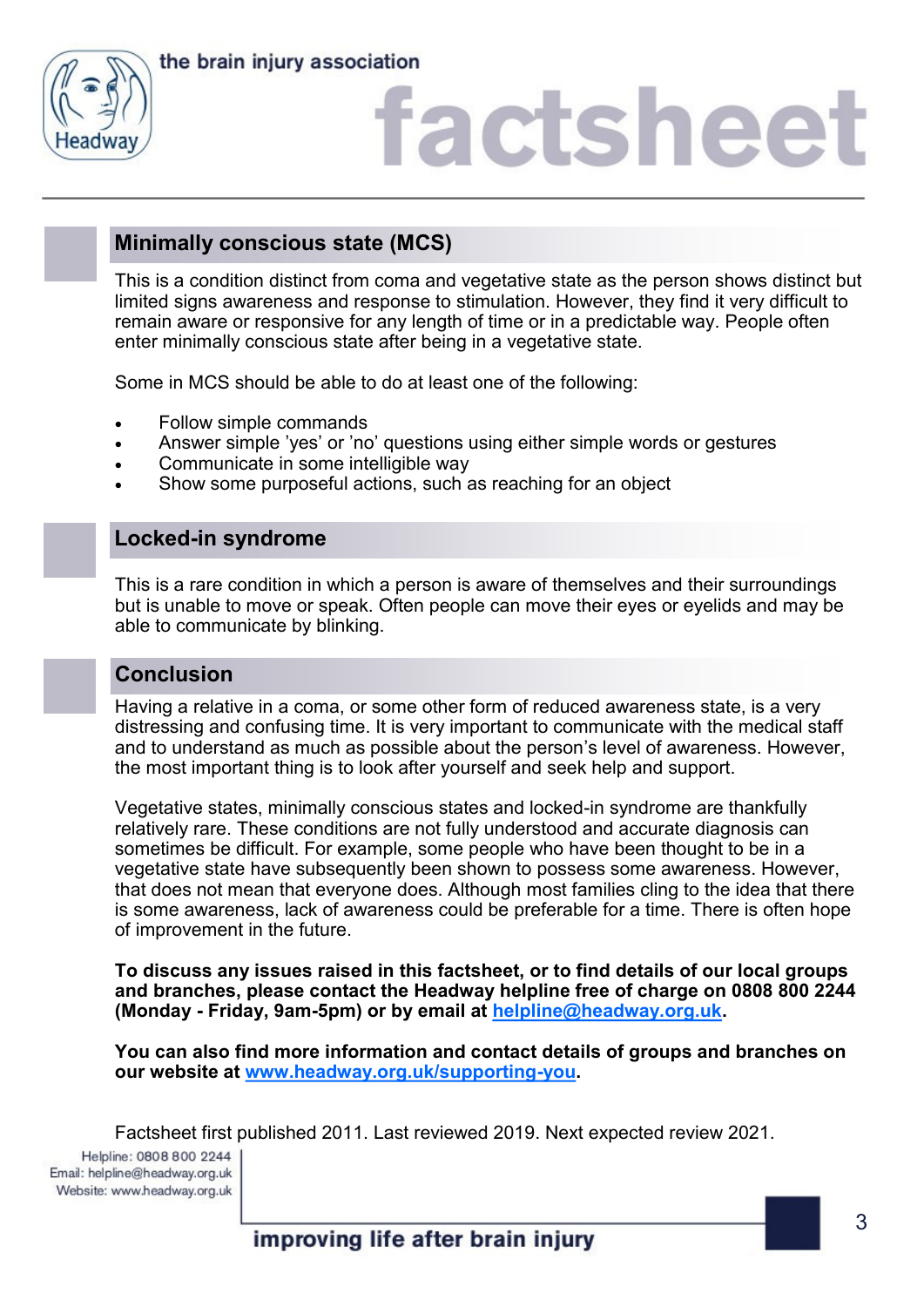## Minimally conscious state (MCS)

This is a condition distinct from coma and vegetative state as the person shows distinct but limited signs awareness and response to stimulation. However, they find it very difficult to remain aware or responsive for any length of time or in a predictable way. People often enter minimally conscious state after being in a vegetative state.

Some in MCS should be able to do at least one of the following:

- Follow simple commands
- Answer simple 'yes' or 'no' questions using either simple words or gestures
- Communicate in some intelligible way
- Show some purposeful actions, such as reaching for an object

## Locked-in syndrome

This is a rare condition in which a person is aware of themselves and their surroundings but is unable to move or speak. Often people can move their eyes or eyelids and may be able to communicate by blinking.

## Conclusion

Having a relative in a coma, or some other form of reduced awareness state, is a very distressing and confusing time. It is very important to communicate with the medical staff and to understand as much as possible about the person's level of awareness. However, the most important thing is to look after yourself and seek help and support.

Vegetative states, minimally conscious states and locked-in syndrome are thankfully relatively rare. These conditions are not fully understood and accurate diagnosis can sometimes be difficult. For example, some people who have been thought to be in a vegetative state have subsequently been shown to possess some awareness. However, that does not mean that everyone does. Although most families cling to the idea that there is some awareness, lack of awareness could be preferable for a time. There is often hope of improvement in the future.

**To discuss any issues raised in this factsheet, or to find details of our local groups and branches, please contact the Headway helpline free of charge on 0808 800 2244 (Monday - Friday, 9am-5pm) or by email at helpline@headway.org.uk.**

**You can also find more information and contact details of groups and branches on our website at www.headway.org.uk/supporting-you.**

Factsheet first published 2011. Last reviewed 2019. Next expected review 2021.